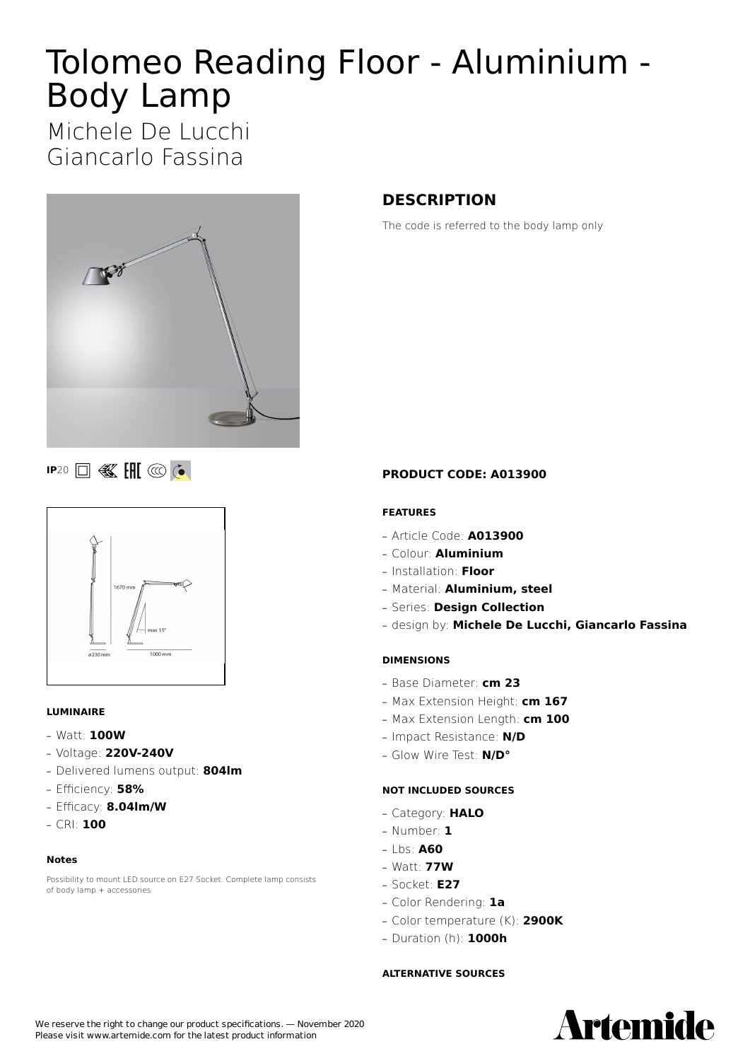# Tolomeo Reading Floor - Aluminium - Body Lamp

Michele De Lucchi
Giancarlo Fassina

IP20

1670 mm

max 15°

ø230 mm

1000 mm

## DESCRIPTION

The code is referred to the body lamp only

**PRODUCT CODE: A013900**

#### FEATURES

- Article Code: **A013900**
- Colour: **Aluminium**
- Installation: **Floor**
- Material: **Aluminium, steel**
- Series: **Design Collection**
- design by: **Michele De Lucchi, Giancarlo Fassina**

#### DIMENSIONS

- Base Diameter: **cm 23**
- Max Extension Height: **cm 167**
- Max Extension Length: **cm 100**
- Impact Resistance: **N/D**
- Glow Wire Test: **N/D°**

#### NOT INCLUDED SOURCES

- Category: **HALO**
- Number: **1**
- Lbs: **A60**
- Watt: **77W**
- Socket: **E27**
- Color Rendering: **1a**
- Color temperature (K): **2900K**
- Duration (h): **1000h**

#### ALTERNATIVE SOURCES

#### LUMINAIRE

- Watt: **100W**
- Voltage: **220V-240V**
- Delivered lumens output: **804lm**
- Efficiency: **58%**
- Efficacy: **8.04lm/W**
- CRI: **100**

#### Notes

Possibility to mount LED source on E27 Socket. Complete lamp consists of body lamp + accessories

We reserve the right to change our product specifications. — November 2020
Please visit www.artemide.com for the latest product information

Artemide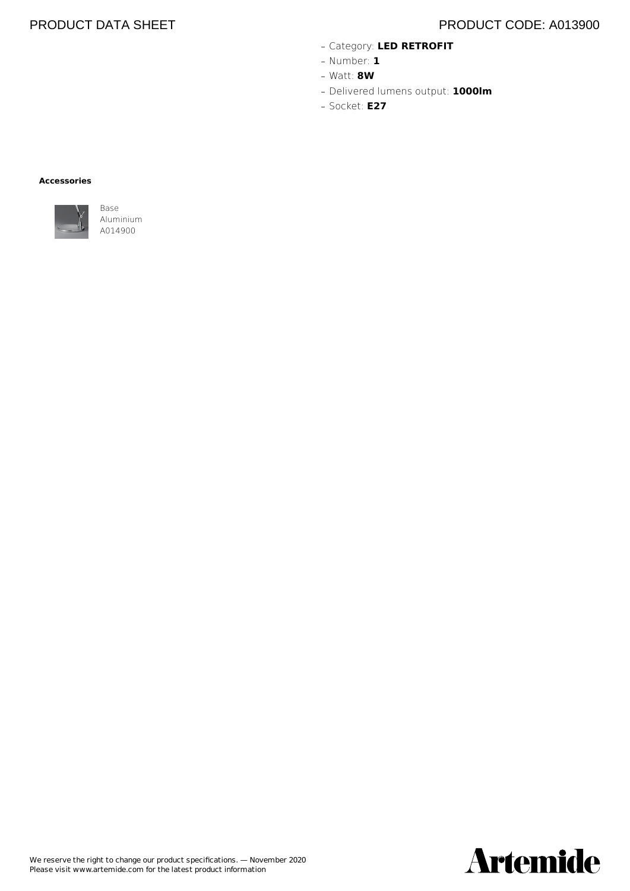- Category: **LED RETROFIT**
- Number: **1**
- Watt: **8W**
- Delivered lumens output: **1000lm**
- Socket: **E27**

**Accessories**

Base
Aluminium
A014900

We reserve the right to change our product specifications. — November 2020
Please visit www.artemide.com for the latest product information